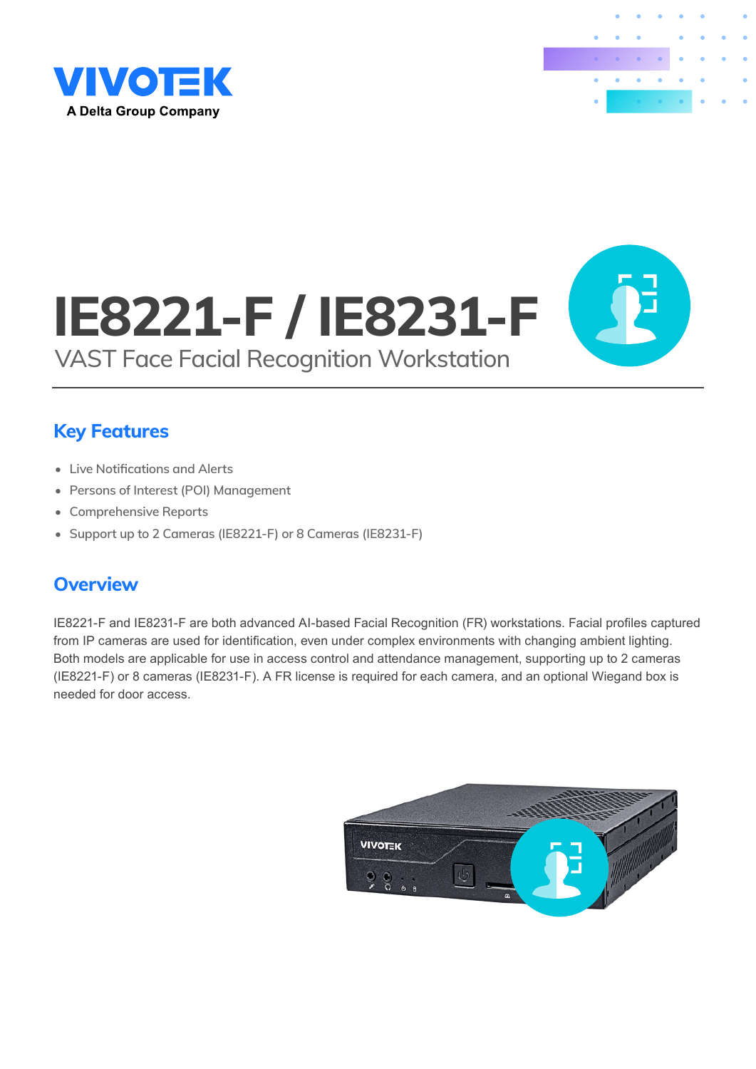VIVOTEK

A Delta Group Company

# IE8221-F / IE8231-F

VAST Face Facial Recognition Workstation

## Key Features

- Live Notifications and Alerts
- Persons of Interest (POI) Management
- Comprehensive Reports
- Support up to 2 Cameras (IE8221-F) or 8 Cameras (IE8231-F)

## Overview

IE8221-F and IE8231-F are both advanced AI-based Facial Recognition (FR) workstations. Facial profiles captured from IP cameras are used for identification, even under complex environments with changing ambient lighting. Both models are applicable for use in access control and attendance management, supporting up to 2 cameras (IE8221-F) or 8 cameras (IE8231-F). A FR license is required for each camera, and an optional Wiegand box is needed for door access.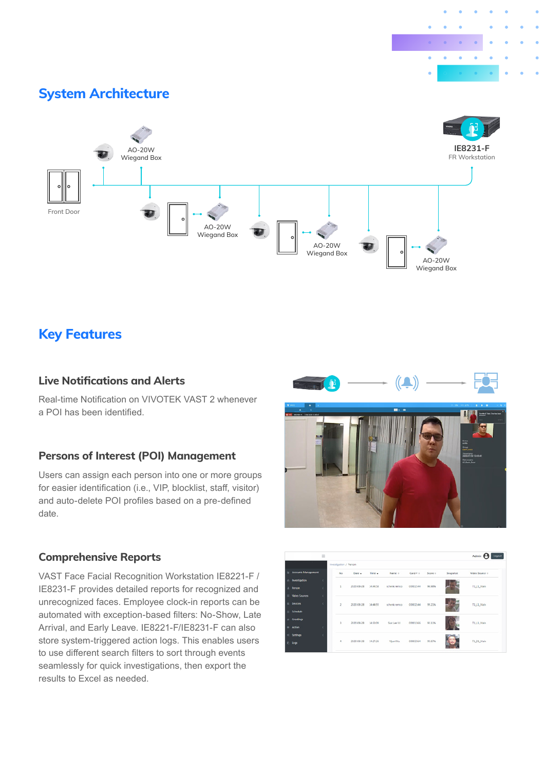## System Architecture

AO-20W Wiegand Box

IE8231-F
FR Workstation

Front Door

AO-20W Wiegand Box

AO-20W Wiegand Box

AO-20W Wiegand Box

## Key Features

### Live Notifications and Alerts

Real-time Notification on VIVOTEK VAST 2 whenever a POI has been identified.

### Persons of Interest (POI) Management

Users can assign each person into one or more groups for easier identification (i.e., VIP, blocklist, staff, visitor) and auto-delete POI profiles based on a pre-defined date.

### Comprehensive Reports

VAST Face Facial Recognition Workstation IE8221-F / IE8231-F provides detailed reports for recognized and unrecognized faces. Employee clock-in reports can be automated with exception-based filters: No-Show, Late Arrival, and Early Leave. IE8221-F/IE8231-F can also store system-triggered action logs. This enables users to use different search filters to sort through events seamlessly for quick investigations, then export the results to Excel as needed.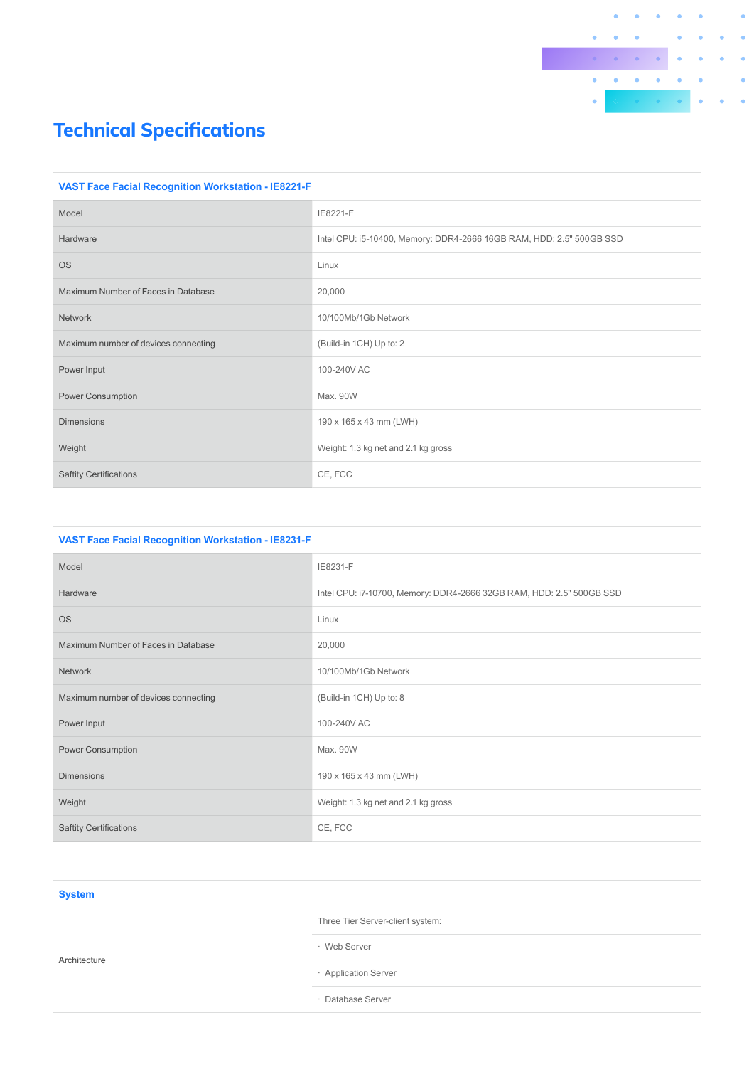# Technical Specifications

## VAST Face Facial Recognition Workstation - IE8221-F

| | |
|---|---|
| Model | IE8221-F |
| Hardware | Intel CPU: i5-10400, Memory: DDR4-2666 16GB RAM, HDD: 2.5" 500GB SSD |
| OS | Linux |
| Maximum Number of Faces in Database | 20,000 |
| Network | 10/100Mb/1Gb Network |
| Maximum number of devices connecting | (Build-in 1CH) Up to: 2 |
| Power Input | 100-240V AC |
| Power Consumption | Max. 90W |
| Dimensions | 190 x 165 x 43 mm (LWH) |
| Weight | Weight: 1.3 kg net and 2.1 kg gross |
| Saftity Certifications | CE, FCC |

## VAST Face Facial Recognition Workstation - IE8231-F

| | |
|---|---|
| Model | IE8231-F |
| Hardware | Intel CPU: i7-10700, Memory: DDR4-2666 32GB RAM, HDD: 2.5" 500GB SSD |
| OS | Linux |
| Maximum Number of Faces in Database | 20,000 |
| Network | 10/100Mb/1Gb Network |
| Maximum number of devices connecting | (Build-in 1CH) Up to: 8 |
| Power Input | 100-240V AC |
| Power Consumption | Max. 90W |
| Dimensions | 190 x 165 x 43 mm (LWH) |
| Weight | Weight: 1.3 kg net and 2.1 kg gross |
| Saftity Certifications | CE, FCC |

## System

| | |
|---|---|
| Architecture | Three Tier Server-client system: |
| | · Web Server |
| | · Application Server |
| | · Database Server |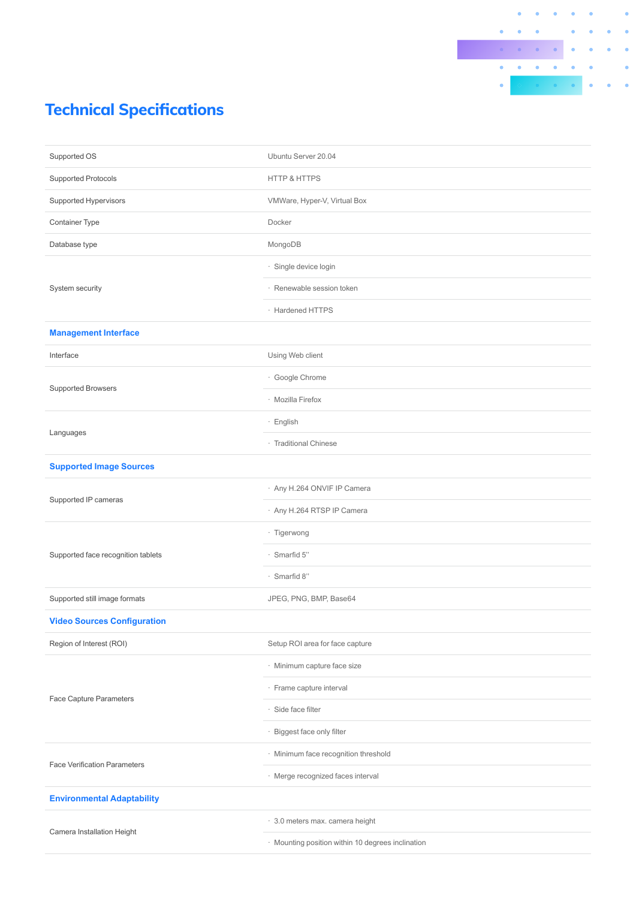# Technical Specifications

| | |
|---|---|
| Supported OS | Ubuntu Server 20.04 |
| Supported Protocols | HTTP & HTTPS |
| Supported Hypervisors | VMWare, Hyper-V, Virtual Box |
| Container Type | Docker |
| Database type | MongoDB |
| System security | · Single device login<br>· Renewable session token<br>· Hardened HTTPS |
| **Management Interface** | |
| Interface | Using Web client |
| Supported Browsers | · Google Chrome<br>· Mozilla Firefox |
| Languages | · English<br>· Traditional Chinese |
| **Supported Image Sources** | |
| Supported IP cameras | · Any H.264 ONVIF IP Camera<br>· Any H.264 RTSP IP Camera |
| Supported face recognition tablets | · Tigerwong<br>· Smarfid 5''<br>· Smarfid 8'' |
| Supported still image formats | JPEG, PNG, BMP, Base64 |
| **Video Sources Configuration** | |
| Region of Interest (ROI) | Setup ROI area for face capture |
| Face Capture Parameters | · Minimum capture face size<br>· Frame capture interval<br>· Side face filter<br>· Biggest face only filter |
| Face Verification Parameters | · Minimum face recognition threshold<br>· Merge recognized faces interval |
| **Environmental Adaptability** | |
| Camera Installation Height | · 3.0 meters max. camera height<br>· Mounting position within 10 degrees inclination |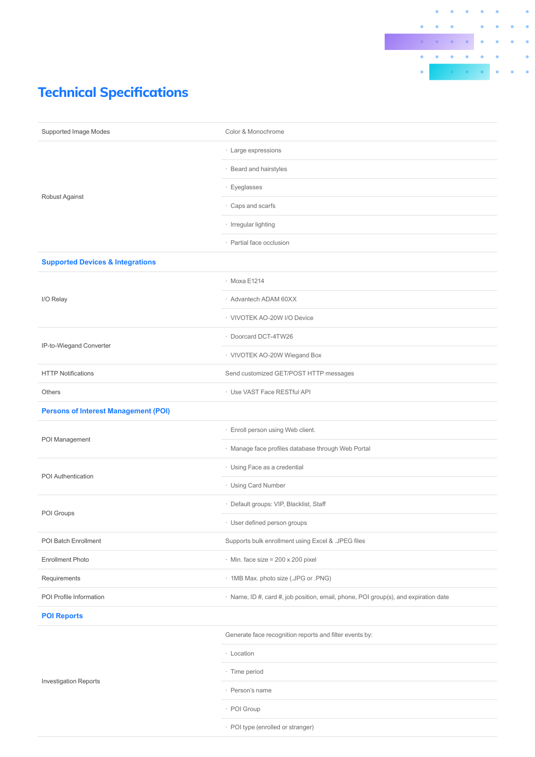## Technical Specifications

| | |
|---|---|
| Supported Image Modes | Color & Monochrome |
| Robust Against | · Large expressions |
| | · Beard and hairstyles |
| | · Eyeglasses |
| | · Caps and scarfs |
| | · Irregular lighting |
| | · Partial face occlusion |
| **Supported Devices & Integrations** | |
| I/O Relay | · Moxa E1214 |
| | · Advantech ADAM 60XX |
| | · VIVOTEK AO-20W I/O Device |
| IP-to-Wiegand Converter | · Doorcard DCT-4TW26 |
| | · VIVOTEK AO-20W Wiegand Box |
| HTTP Notifications | Send customized GET/POST HTTP messages |
| Others | · Use VAST Face RESTful API |
| **Persons of Interest Management (POI)** | |
| POI Management | · Enroll person using Web client. |
| | · Manage face profiles database through Web Portal |
| POI Authentication | · Using Face as a credential |
| | · Using Card Number |
| POI Groups | · Default groups: VIP, Blacklist, Staff |
| | · User defined person groups |
| POI Batch Enrollment | Supports bulk enrollment using Excel & .JPEG files |
| Enrollment Photo | · Min. face size = 200 x 200 pixel |
| Requirements | · 1MB Max. photo size (.JPG or .PNG) |
| POI Profile Information | · Name, ID #, card #, job position, email, phone, POI group(s), and expiration date |
| **POI Reports** | |
| Investigation Reports | Generate face recognition reports and filter events by: |
| | · Location |
| | · Time period |
| | · Person's name |
| | · POI Group |
| | · POI type (enrolled or stranger) |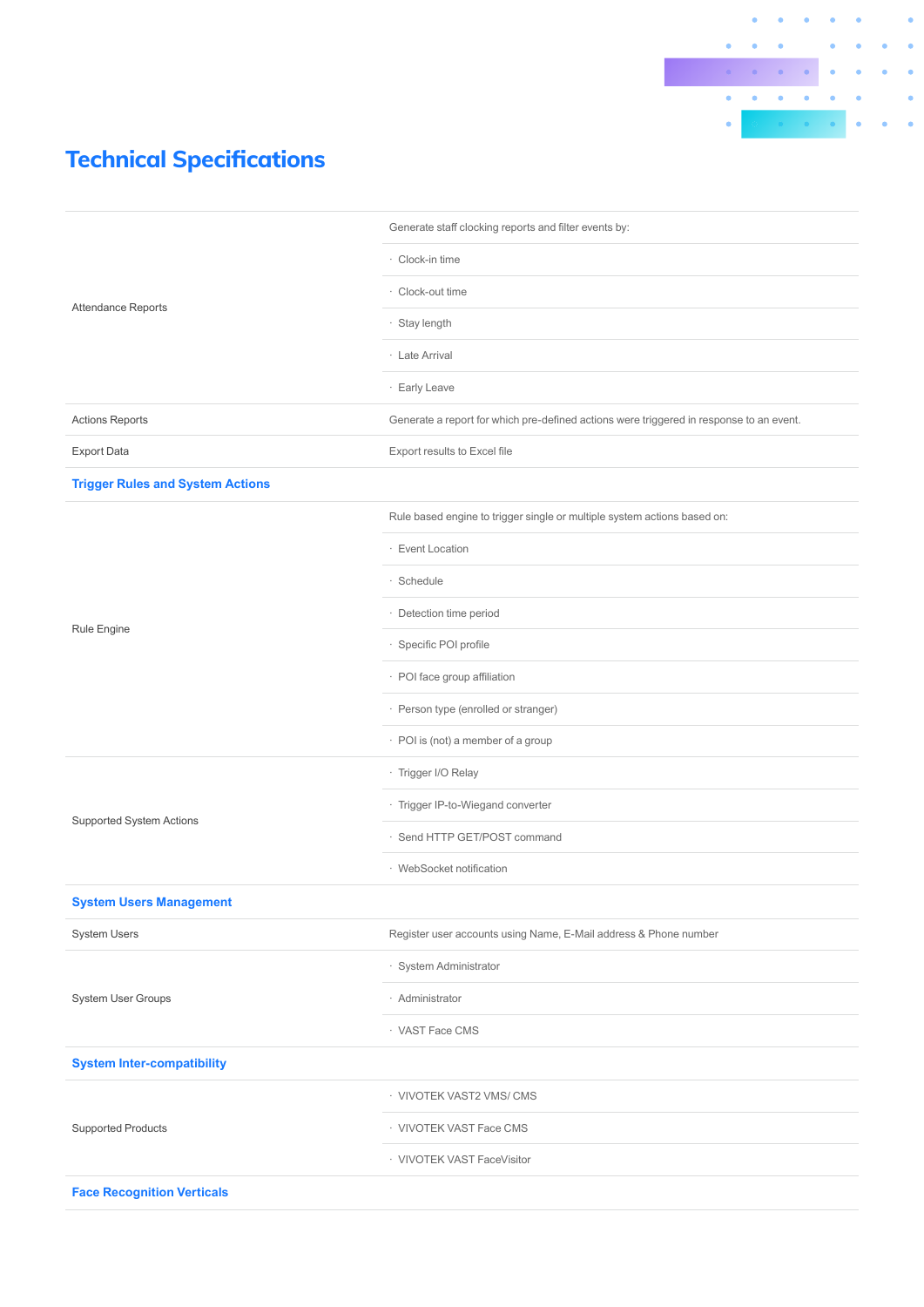## Technical Specifications

| | |
|---|---|
| Attendance Reports | Generate staff clocking reports and filter events by: |
| | · Clock-in time |
| | · Clock-out time |
| | · Stay length |
| | · Late Arrival |
| | · Early Leave |
| Actions Reports | Generate a report for which pre-defined actions were triggered in response to an event. |
| Export Data | Export results to Excel file |
| **Trigger Rules and System Actions** | |
| Rule Engine | Rule based engine to trigger single or multiple system actions based on: |
| | · Event Location |
| | · Schedule |
| | · Detection time period |
| | · Specific POI profile |
| | · POI face group affiliation |
| | · Person type (enrolled or stranger) |
| | · POI is (not) a member of a group |
| Supported System Actions | · Trigger I/O Relay |
| | · Trigger IP-to-Wiegand converter |
| | · Send HTTP GET/POST command |
| | · WebSocket notification |
| **System Users Management** | |
| System Users | Register user accounts using Name, E-Mail address & Phone number |
| System User Groups | · System Administrator |
| | · Administrator |
| | · VAST Face CMS |
| **System Inter-compatibility** | |
| Supported Products | · VIVOTEK VAST2 VMS/ CMS |
| | · VIVOTEK VAST Face CMS |
| | · VIVOTEK VAST FaceVisitor |
| **Face Recognition Verticals** | |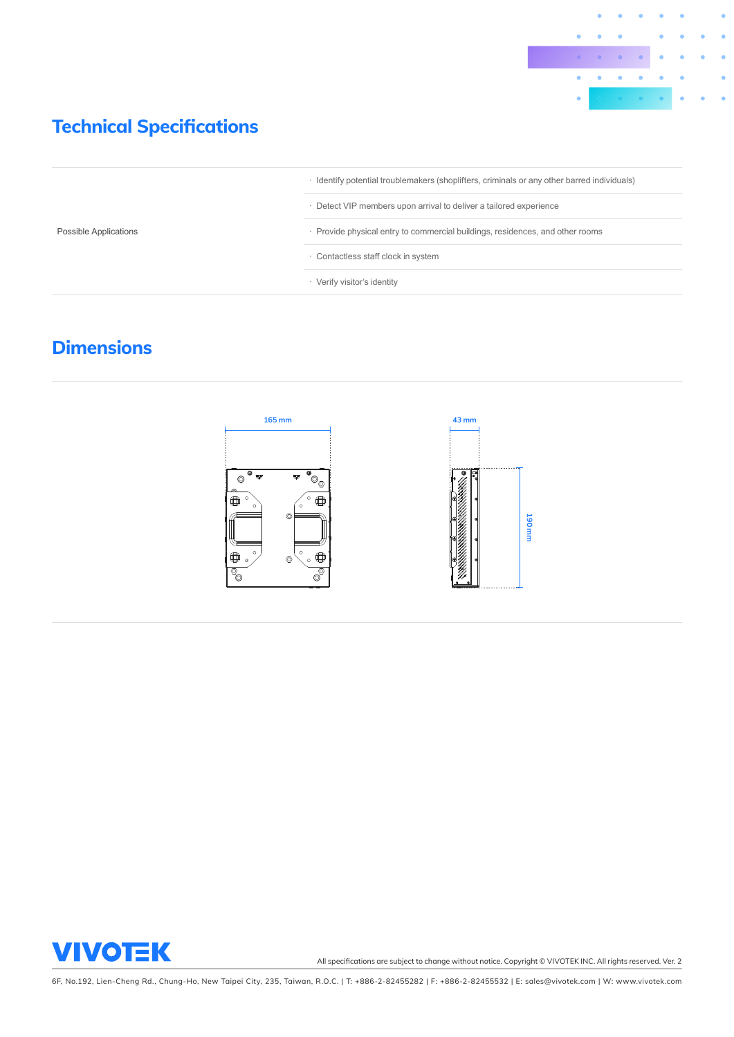## Technical Specifications

| | |
|---|---|
| Possible Applications | · Identify potential troublemakers (shoplifters, criminals or any other barred individuals) |
| | · Detect VIP members upon arrival to deliver a tailored experience |
| | · Provide physical entry to commercial buildings, residences, and other rooms |
| | · Contactless staff clock in system |
| | · Verify visitor's identity |

## Dimensions

165 mm

43 mm

190 mm

All specifications are subject to change without notice. Copyright © VIVOTEK INC. All rights reserved. Ver. 2

6F, No.192, Lien-Cheng Rd., Chung-Ho, New Taipei City, 235, Taiwan, R.O.C. | T: +886-2-82455282 | F: +886-2-82455532 | E: sales@vivotek.com | W: www.vivotek.com